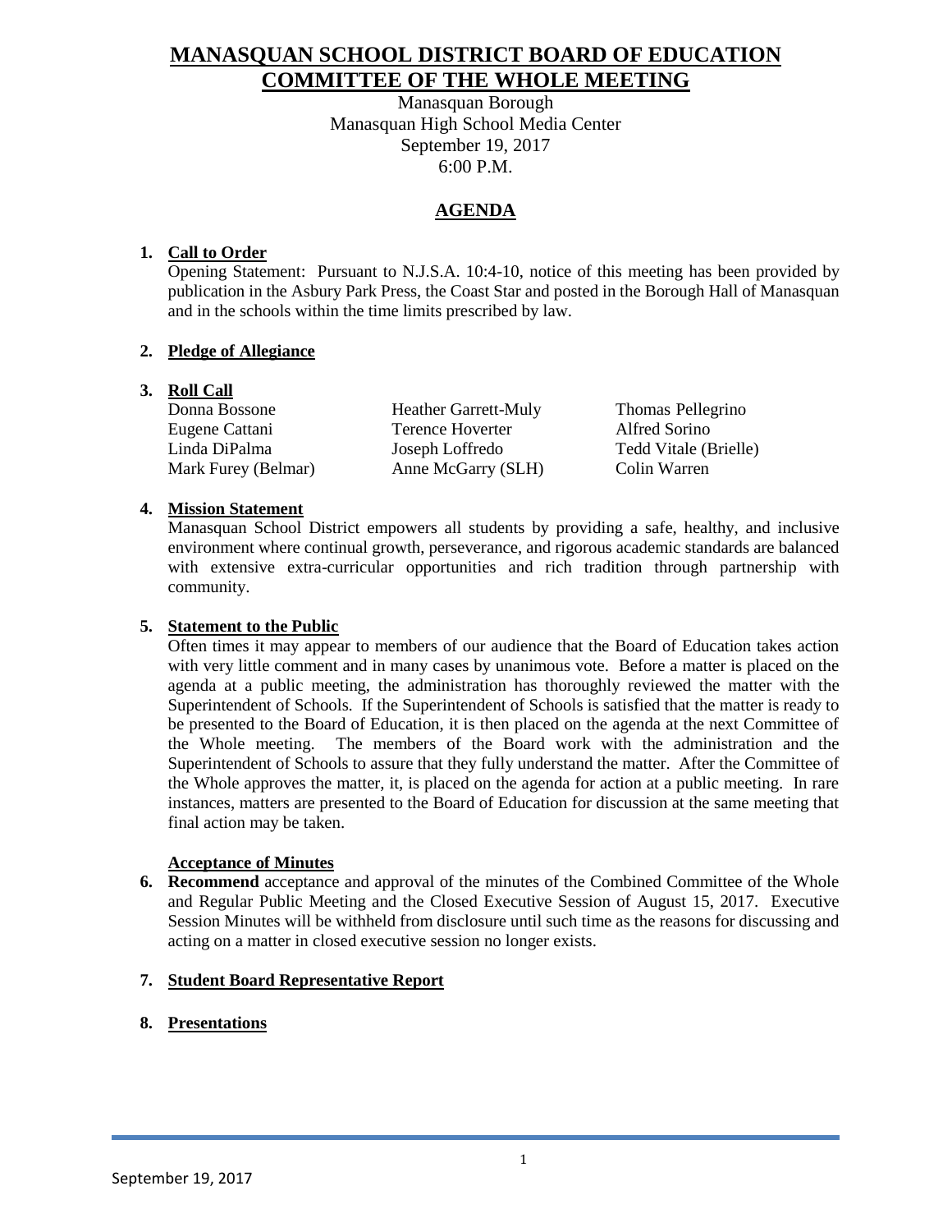# MANASQUAN SCHOOL DISTRICT BOARD OF EDUCATION
# COMMITTEE OF THE WHOLE MEETING

Manasquan Borough
Manasquan High School Media Center
September 19, 2017
6:00 P.M.

## AGENDA

1. **Call to Order**
   Opening Statement: Pursuant to N.J.S.A. 10:4-10, notice of this meeting has been provided by publication in the Asbury Park Press, the Coast Star and posted in the Borough Hall of Manasquan and in the schools within the time limits prescribed by law.

2. **Pledge of Allegiance**

3. **Roll Call**

| | | |
|---|---|---|
| Donna Bossone | Heather Garrett-Muly | Thomas Pellegrino |
| Eugene Cattani | Terence Hoverter | Alfred Sorino |
| Linda DiPalma | Joseph Loffredo | Tedd Vitale (Brielle) |
| Mark Furey (Belmar) | Anne McGarry (SLH) | Colin Warren |

4. **Mission Statement**
   Manasquan School District empowers all students by providing a safe, healthy, and inclusive environment where continual growth, perseverance, and rigorous academic standards are balanced with extensive extra-curricular opportunities and rich tradition through partnership with community.

5. **Statement to the Public**
   Often times it may appear to members of our audience that the Board of Education takes action with very little comment and in many cases by unanimous vote. Before a matter is placed on the agenda at a public meeting, the administration has thoroughly reviewed the matter with the Superintendent of Schools. If the Superintendent of Schools is satisfied that the matter is ready to be presented to the Board of Education, it is then placed on the agenda at the next Committee of the Whole meeting. The members of the Board work with the administration and the Superintendent of Schools to assure that they fully understand the matter. After the Committee of the Whole approves the matter, it, is placed on the agenda for action at a public meeting. In rare instances, matters are presented to the Board of Education for discussion at the same meeting that final action may be taken.

   **Acceptance of Minutes**

6. **Recommend** acceptance and approval of the minutes of the Combined Committee of the Whole and Regular Public Meeting and the Closed Executive Session of August 15, 2017. Executive Session Minutes will be withheld from disclosure until such time as the reasons for discussing and acting on a matter in closed executive session no longer exists.

7. **Student Board Representative Report**

8. **Presentations**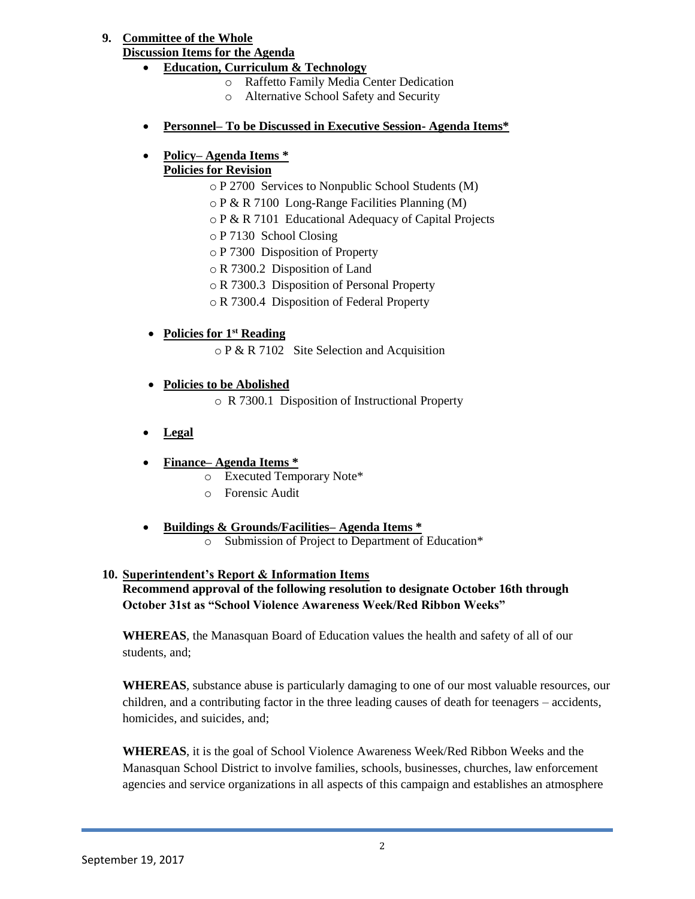**9. Committee of the Whole**
**Discussion Items for the Agenda**

- **Education, Curriculum & Technology**
  - Raffetto Family Media Center Dedication
  - Alternative School Safety and Security

- **Personnel– To be Discussed in Executive Session- Agenda Items***

- **Policy– Agenda Items ***
  **Policies for Revision**
  - P 2700 Services to Nonpublic School Students (M)
  - P & R 7100 Long-Range Facilities Planning (M)
  - P & R 7101 Educational Adequacy of Capital Projects
  - P 7130 School Closing
  - P 7300 Disposition of Property
  - R 7300.2 Disposition of Land
  - R 7300.3 Disposition of Personal Property
  - R 7300.4 Disposition of Federal Property

- **Policies for 1st Reading**
  - P & R 7102 Site Selection and Acquisition

- **Policies to be Abolished**
  - R 7300.1 Disposition of Instructional Property

- **Legal**

- **Finance– Agenda Items ***
  - Executed Temporary Note*
  - Forensic Audit

- **Buildings & Grounds/Facilities– Agenda Items ***
  - Submission of Project to Department of Education*

**10. Superintendent's Report & Information Items**
**Recommend approval of the following resolution to designate October 16th through October 31st as "School Violence Awareness Week/Red Ribbon Weeks"**

**WHEREAS**, the Manasquan Board of Education values the health and safety of all of our students, and;

**WHEREAS**, substance abuse is particularly damaging to one of our most valuable resources, our children, and a contributing factor in the three leading causes of death for teenagers – accidents, homicides, and suicides, and;

**WHEREAS**, it is the goal of School Violence Awareness Week/Red Ribbon Weeks and the Manasquan School District to involve families, schools, businesses, churches, law enforcement agencies and service organizations in all aspects of this campaign and establishes an atmosphere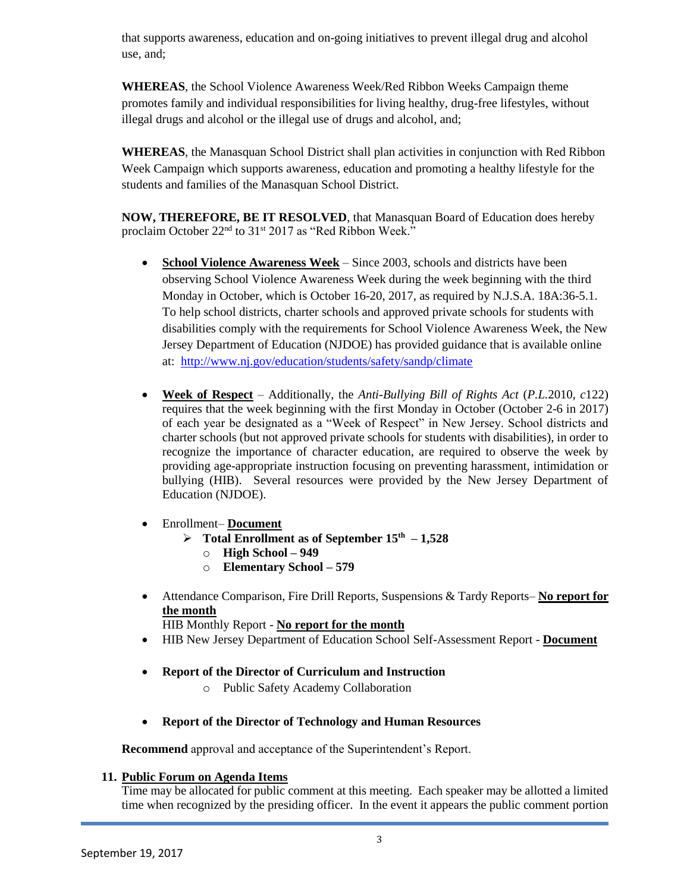that supports awareness, education and on-going initiatives to prevent illegal drug and alcohol use, and;

**WHEREAS**, the School Violence Awareness Week/Red Ribbon Weeks Campaign theme promotes family and individual responsibilities for living healthy, drug-free lifestyles, without illegal drugs and alcohol or the illegal use of drugs and alcohol, and;

**WHEREAS**, the Manasquan School District shall plan activities in conjunction with Red Ribbon Week Campaign which supports awareness, education and promoting a healthy lifestyle for the students and families of the Manasquan School District.

**NOW, THEREFORE, BE IT RESOLVED**, that Manasquan Board of Education does hereby proclaim October 22nd to 31st 2017 as "Red Ribbon Week."

- **School Violence Awareness Week** – Since 2003, schools and districts have been observing School Violence Awareness Week during the week beginning with the third Monday in October, which is October 16-20, 2017, as required by N.J.S.A. 18A:36-5.1. To help school districts, charter schools and approved private schools for students with disabilities comply with the requirements for School Violence Awareness Week, the New Jersey Department of Education (NJDOE) has provided guidance that is available online at: http://www.nj.gov/education/students/safety/sandp/climate

- **Week of Respect** – Additionally, the *Anti-Bullying Bill of Rights Act* (*P.L.*2010, *c*122) requires that the week beginning with the first Monday in October (October 2-6 in 2017) of each year be designated as a "Week of Respect" in New Jersey. School districts and charter schools (but not approved private schools for students with disabilities), in order to recognize the importance of character education, are required to observe the week by providing age-appropriate instruction focusing on preventing harassment, intimidation or bullying (HIB). Several resources were provided by the New Jersey Department of Education (NJDOE).

- Enrollment– **Document**
  - **Total Enrollment as of September 15th – 1,528**
    - **High School – 949**
    - **Elementary School – 579**

- Attendance Comparison, Fire Drill Reports, Suspensions & Tardy Reports– **No report for the month**
  HIB Monthly Report - **No report for the month**
- HIB New Jersey Department of Education School Self-Assessment Report - **Document**

- **Report of the Director of Curriculum and Instruction**
  - Public Safety Academy Collaboration

- **Report of the Director of Technology and Human Resources**

**Recommend** approval and acceptance of the Superintendent's Report.

**11. Public Forum on Agenda Items**

Time may be allocated for public comment at this meeting. Each speaker may be allotted a limited time when recognized by the presiding officer. In the event it appears the public comment portion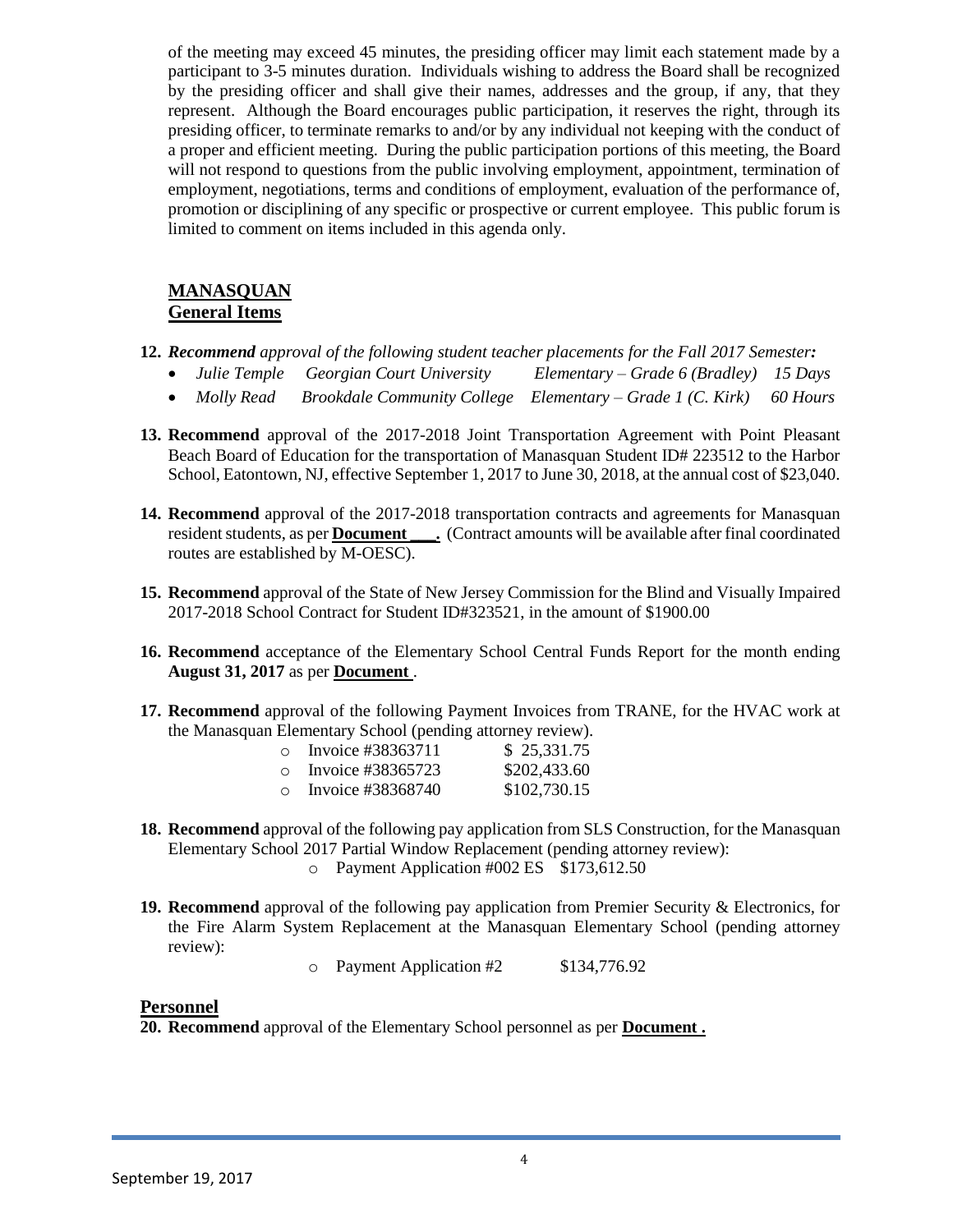of the meeting may exceed 45 minutes, the presiding officer may limit each statement made by a participant to 3-5 minutes duration. Individuals wishing to address the Board shall be recognized by the presiding officer and shall give their names, addresses and the group, if any, that they represent. Although the Board encourages public participation, it reserves the right, through its presiding officer, to terminate remarks to and/or by any individual not keeping with the conduct of a proper and efficient meeting. During the public participation portions of this meeting, the Board will not respond to questions from the public involving employment, appointment, termination of employment, negotiations, terms and conditions of employment, evaluation of the performance of, promotion or disciplining of any specific or prospective or current employee. This public forum is limited to comment on items included in this agenda only.

## MANASQUAN
## General Items

**12.** ***Recommend*** *approval of the following student teacher placements for the Fall 2017 Semester:*
- *Julie Temple  Georgian Court University  Elementary – Grade 6 (Bradley)  15 Days*
- *Molly Read  Brookdale Community College  Elementary – Grade 1 (C. Kirk)  60 Hours*

**13. Recommend** approval of the 2017-2018 Joint Transportation Agreement with Point Pleasant Beach Board of Education for the transportation of Manasquan Student ID# 223512 to the Harbor School, Eatontown, NJ, effective September 1, 2017 to June 30, 2018, at the annual cost of $23,040.

**14. Recommend** approval of the 2017-2018 transportation contracts and agreements for Manasquan resident students, as per **Document ___.** (Contract amounts will be available after final coordinated routes are established by M-OESC).

**15. Recommend** approval of the State of New Jersey Commission for the Blind and Visually Impaired 2017-2018 School Contract for Student ID#323521, in the amount of $1900.00

**16. Recommend** acceptance of the Elementary School Central Funds Report for the month ending **August 31, 2017** as per **Document** .

**17. Recommend** approval of the following Payment Invoices from TRANE, for the HVAC work at the Manasquan Elementary School (pending attorney review).
- Invoice #38363711  $ 25,331.75
- Invoice #38365723  $202,433.60
- Invoice #38368740  $102,730.15

**18. Recommend** approval of the following pay application from SLS Construction, for the Manasquan Elementary School 2017 Partial Window Replacement (pending attorney review):
- Payment Application #002 ES  $173,612.50

**19. Recommend** approval of the following pay application from Premier Security & Electronics, for the Fire Alarm System Replacement at the Manasquan Elementary School (pending attorney review):
- Payment Application #2  $134,776.92

## Personnel

**20. Recommend** approval of the Elementary School personnel as per **Document .**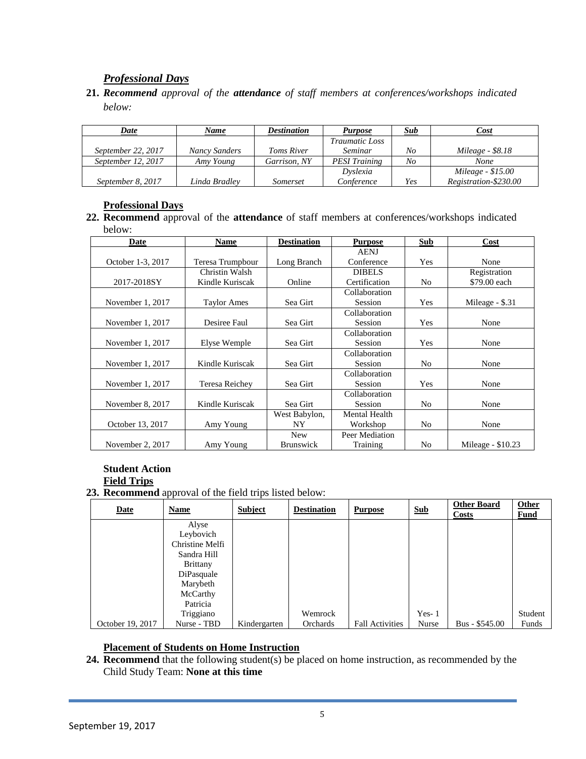## ***Professional Days***

**21.** ***Recommend*** *approval of the* ***attendance*** *of staff members at conferences/workshops indicated below:*

| *Date* | *Name* | *Destination* | *Purpose* | *Sub* | *Cost* |
|---|---|---|---|---|---|
| *September 22, 2017* | *Nancy Sanders* | *Toms River* | *Traumatic Loss Seminar* | *No* | *Mileage - $8.18* |
| *September 12, 2017* | *Amy Young* | *Garrison, NY* | *PESI Training* | *No* | *None* |
| *September 8, 2017* | *Linda Bradley* | *Somerset* | *Dyslexia Conference* | *Yes* | *Mileage - $15.00 Registration-$230.00* |

## Professional Days

**22. Recommend** approval of the **attendance** of staff members at conferences/workshops indicated below:

| Date | Name | Destination | Purpose | Sub | Cost |
|---|---|---|---|---|---|
| October 1-3, 2017 | Teresa Trumpbour | Long Branch | AENJ Conference | Yes | None |
| 2017-2018SY | Christin Walsh Kindle Kuriscak | Online | DIBELS Certification | No | Registration $79.00 each |
| November 1, 2017 | Taylor Ames | Sea Girt | Collaboration Session | Yes | Mileage - $.31 |
| November 1, 2017 | Desiree Faul | Sea Girt | Collaboration Session | Yes | None |
| November 1, 2017 | Elyse Wemple | Sea Girt | Collaboration Session | Yes | None |
| November 1, 2017 | Kindle Kuriscak | Sea Girt | Collaboration Session | No | None |
| November 1, 2017 | Teresa Reichey | Sea Girt | Collaboration Session | Yes | None |
| November 8, 2017 | Kindle Kuriscak | Sea Girt | Collaboration Session | No | None |
| October 13, 2017 | Amy Young | West Babylon, NY | Mental Health Workshop | No | None |
| November 2, 2017 | Amy Young | New Brunswick | Peer Mediation Training | No | Mileage - $10.23 |

## Student Action

## Field Trips

**23. Recommend** approval of the field trips listed below:

| Date | Name | Subject | Destination | Purpose | Sub | Other Board Costs | Other Fund |
|---|---|---|---|---|---|---|---|
| October 19, 2017 | Alyse Leybovich Christine Melfi Sandra Hill Brittany DiPasquale Marybeth McCarthy Patricia Triggiano Nurse - TBD | Kindergarten | Wemrock Orchards | Fall Activities | Yes- 1 Nurse | Bus - $545.00 | Student Funds |

## Placement of Students on Home Instruction

**24. Recommend** that the following student(s) be placed on home instruction, as recommended by the Child Study Team: **None at this time**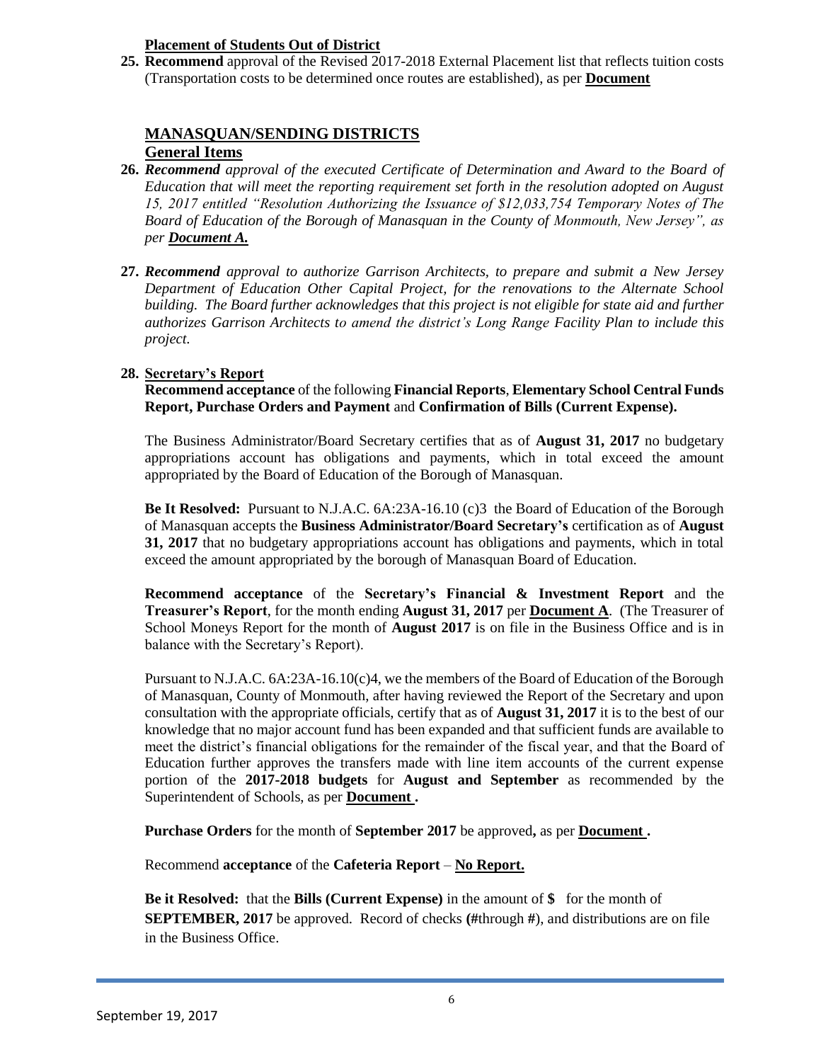**Placement of Students Out of District**

**25. Recommend** approval of the Revised 2017-2018 External Placement list that reflects tuition costs (Transportation costs to be determined once routes are established), as per **Document**

## MANASQUAN/SENDING DISTRICTS

### General Items

**26.** ***Recommend*** *approval of the executed Certificate of Determination and Award to the Board of Education that will meet the reporting requirement set forth in the resolution adopted on August 15, 2017 entitled "Resolution Authorizing the Issuance of $12,033,754 Temporary Notes of The Board of Education of the Borough of Manasquan in the County of Monmouth, New Jersey", as per* ***Document A.***

**27.** ***Recommend*** *approval to authorize Garrison Architects, to prepare and submit a New Jersey Department of Education Other Capital Project, for the renovations to the Alternate School building. The Board further acknowledges that this project is not eligible for state aid and further authorizes Garrison Architects to amend the district's Long Range Facility Plan to include this project.*

**28. Secretary's Report**

**Recommend acceptance** of the following **Financial Reports**, **Elementary School Central Funds Report, Purchase Orders and Payment** and **Confirmation of Bills (Current Expense).**

The Business Administrator/Board Secretary certifies that as of **August 31, 2017** no budgetary appropriations account has obligations and payments, which in total exceed the amount appropriated by the Board of Education of the Borough of Manasquan.

**Be It Resolved:** Pursuant to N.J.A.C. 6A:23A-16.10 (c)3 the Board of Education of the Borough of Manasquan accepts the **Business Administrator/Board Secretary's** certification as of **August 31, 2017** that no budgetary appropriations account has obligations and payments, which in total exceed the amount appropriated by the borough of Manasquan Board of Education.

**Recommend acceptance** of the **Secretary's Financial & Investment Report** and the **Treasurer's Report**, for the month ending **August 31, 2017** per **Document A**. (The Treasurer of School Moneys Report for the month of **August 2017** is on file in the Business Office and is in balance with the Secretary's Report).

Pursuant to N.J.A.C. 6A:23A-16.10(c)4, we the members of the Board of Education of the Borough of Manasquan, County of Monmouth, after having reviewed the Report of the Secretary and upon consultation with the appropriate officials, certify that as of **August 31, 2017** it is to the best of our knowledge that no major account fund has been expanded and that sufficient funds are available to meet the district's financial obligations for the remainder of the fiscal year, and that the Board of Education further approves the transfers made with line item accounts of the current expense portion of the **2017-2018 budgets** for **August and September** as recommended by the Superintendent of Schools, as per **Document .**

**Purchase Orders** for the month of **September 2017** be approved**,** as per **Document .**

Recommend **acceptance** of the **Cafeteria Report** – **No Report.**

**Be it Resolved:** that the **Bills (Current Expense)** in the amount of **$** for the month of **SEPTEMBER, 2017** be approved. Record of checks **(#**through **#**), and distributions are on file in the Business Office.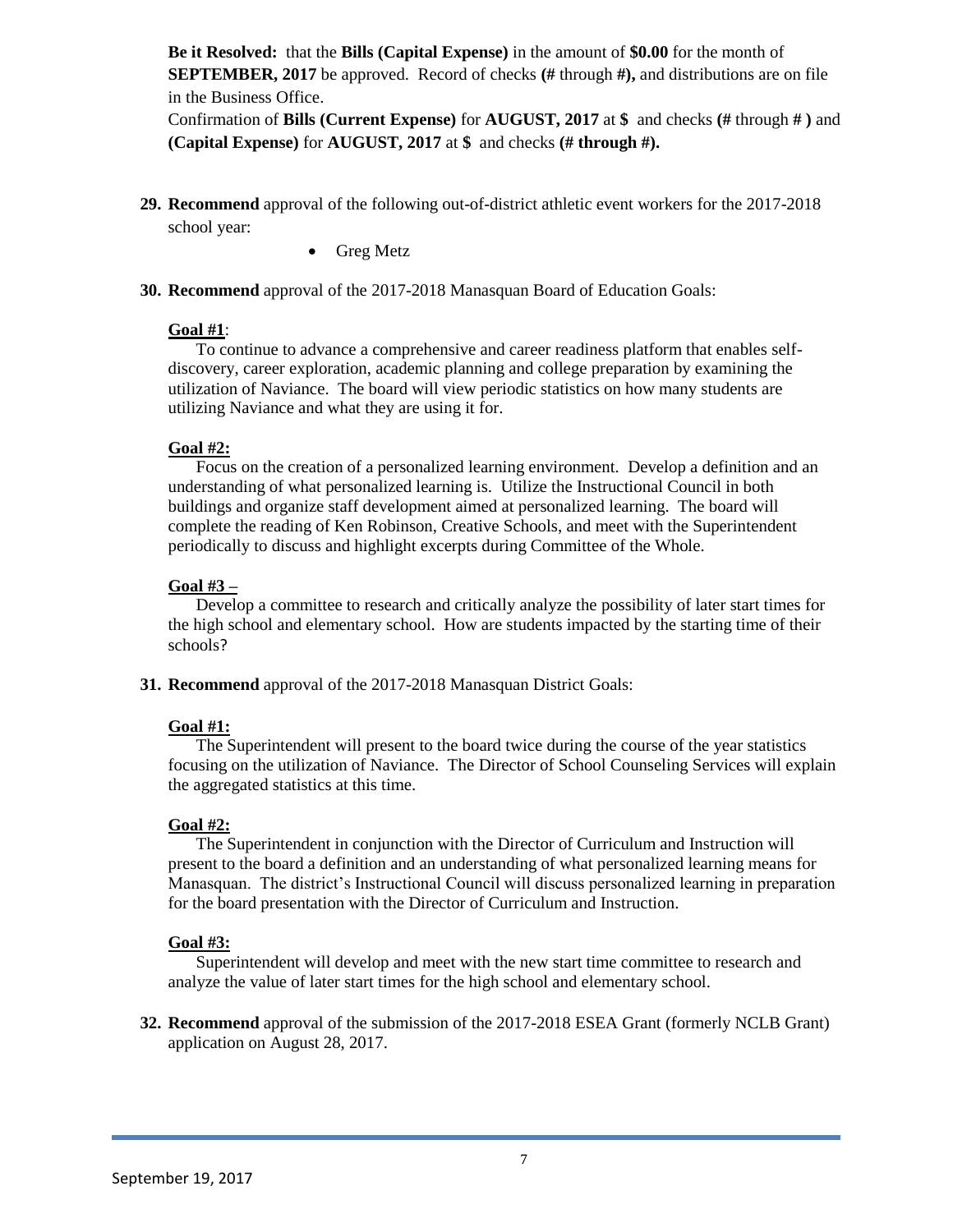**Be it Resolved:** that the **Bills (Capital Expense)** in the amount of **$0.00** for the month of **SEPTEMBER, 2017** be approved. Record of checks **(#** through **#),** and distributions are on file in the Business Office.

Confirmation of **Bills (Current Expense)** for **AUGUST, 2017** at **$** and checks **(#** through **# )** and **(Capital Expense)** for **AUGUST, 2017** at **$** and checks **(# through #).**

**29. Recommend** approval of the following out-of-district athletic event workers for the 2017-2018 school year:

- Greg Metz

**30. Recommend** approval of the 2017-2018 Manasquan Board of Education Goals:

**Goal #1**:

To continue to advance a comprehensive and career readiness platform that enables self-discovery, career exploration, academic planning and college preparation by examining the utilization of Naviance. The board will view periodic statistics on how many students are utilizing Naviance and what they are using it for.

**Goal #2:**

Focus on the creation of a personalized learning environment. Develop a definition and an understanding of what personalized learning is. Utilize the Instructional Council in both buildings and organize staff development aimed at personalized learning. The board will complete the reading of Ken Robinson, Creative Schools, and meet with the Superintendent periodically to discuss and highlight excerpts during Committee of the Whole.

**Goal #3 –**

Develop a committee to research and critically analyze the possibility of later start times for the high school and elementary school. How are students impacted by the starting time of their schools?

**31. Recommend** approval of the 2017-2018 Manasquan District Goals:

**Goal #1:**

The Superintendent will present to the board twice during the course of the year statistics focusing on the utilization of Naviance. The Director of School Counseling Services will explain the aggregated statistics at this time.

**Goal #2:**

The Superintendent in conjunction with the Director of Curriculum and Instruction will present to the board a definition and an understanding of what personalized learning means for Manasquan. The district's Instructional Council will discuss personalized learning in preparation for the board presentation with the Director of Curriculum and Instruction.

**Goal #3:**

Superintendent will develop and meet with the new start time committee to research and analyze the value of later start times for the high school and elementary school.

**32. Recommend** approval of the submission of the 2017-2018 ESEA Grant (formerly NCLB Grant) application on August 28, 2017.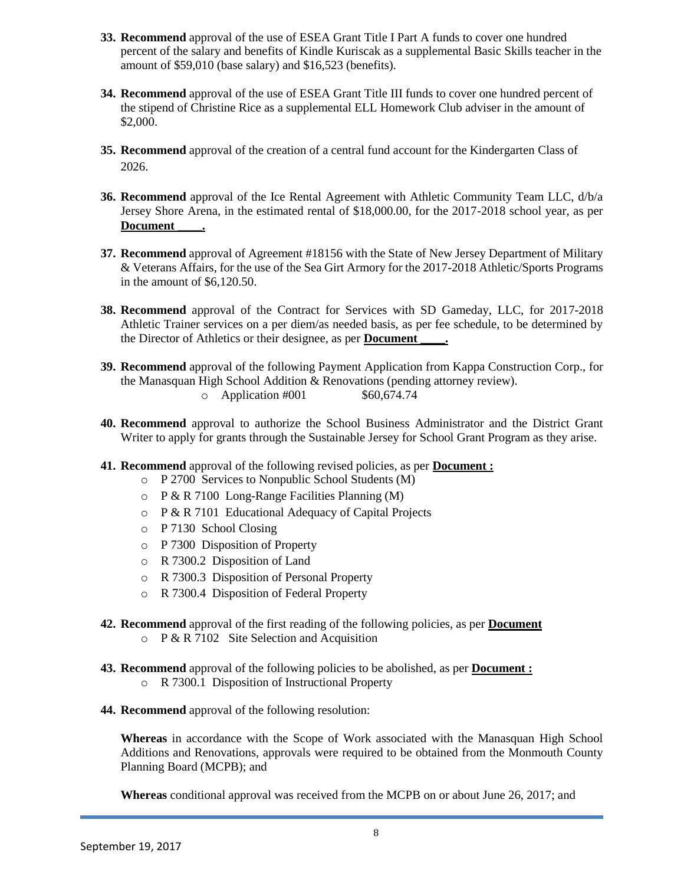33. **Recommend** approval of the use of ESEA Grant Title I Part A funds to cover one hundred percent of the salary and benefits of Kindle Kuriscak as a supplemental Basic Skills teacher in the amount of $59,010 (base salary) and $16,523 (benefits).

34. **Recommend** approval of the use of ESEA Grant Title III funds to cover one hundred percent of the stipend of Christine Rice as a supplemental ELL Homework Club adviser in the amount of $2,000.

35. **Recommend** approval of the creation of a central fund account for the Kindergarten Class of 2026.

36. **Recommend** approval of the Ice Rental Agreement with Athletic Community Team LLC, d/b/a Jersey Shore Arena, in the estimated rental of $18,000.00, for the 2017-2018 school year, as per **Document ____.**

37. **Recommend** approval of Agreement #18156 with the State of New Jersey Department of Military & Veterans Affairs, for the use of the Sea Girt Armory for the 2017-2018 Athletic/Sports Programs in the amount of $6,120.50.

38. **Recommend** approval of the Contract for Services with SD Gameday, LLC, for 2017-2018 Athletic Trainer services on a per diem/as needed basis, as per fee schedule, to be determined by the Director of Athletics or their designee, as per **Document ____.**

39. **Recommend** approval of the following Payment Application from Kappa Construction Corp., for the Manasquan High School Addition & Renovations (pending attorney review).
    - Application #001 $60,674.74

40. **Recommend** approval to authorize the School Business Administrator and the District Grant Writer to apply for grants through the Sustainable Jersey for School Grant Program as they arise.

41. **Recommend** approval of the following revised policies, as per **Document :**
    - P 2700 Services to Nonpublic School Students (M)
    - P & R 7100 Long-Range Facilities Planning (M)
    - P & R 7101 Educational Adequacy of Capital Projects
    - P 7130 School Closing
    - P 7300 Disposition of Property
    - R 7300.2 Disposition of Land
    - R 7300.3 Disposition of Personal Property
    - R 7300.4 Disposition of Federal Property

42. **Recommend** approval of the first reading of the following policies, as per **Document**
    - P & R 7102 Site Selection and Acquisition

43. **Recommend** approval of the following policies to be abolished, as per **Document :**
    - R 7300.1 Disposition of Instructional Property

44. **Recommend** approval of the following resolution:

    **Whereas** in accordance with the Scope of Work associated with the Manasquan High School Additions and Renovations, approvals were required to be obtained from the Monmouth County Planning Board (MCPB); and

    **Whereas** conditional approval was received from the MCPB on or about June 26, 2017; and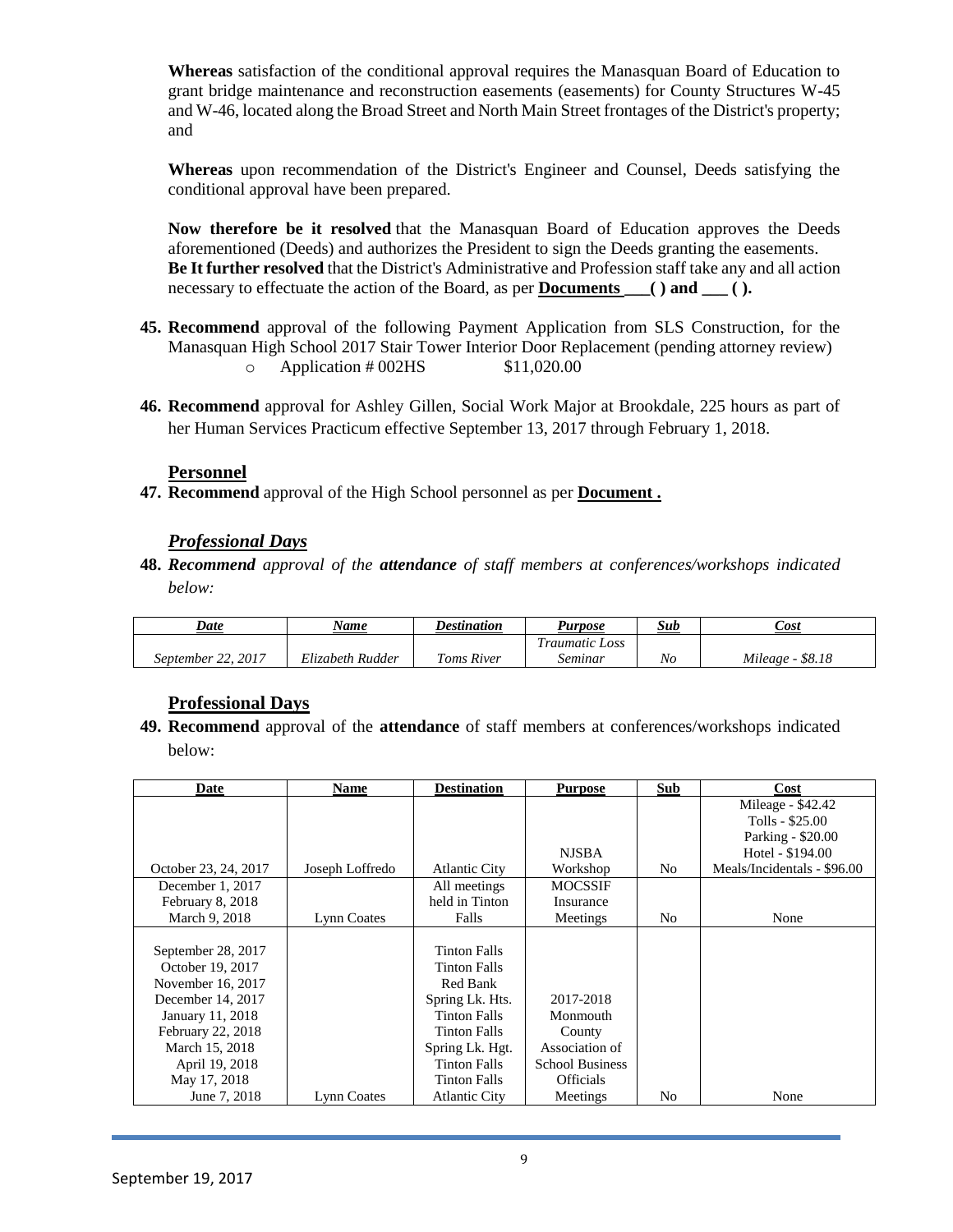**Whereas** satisfaction of the conditional approval requires the Manasquan Board of Education to grant bridge maintenance and reconstruction easements (easements) for County Structures W-45 and W-46, located along the Broad Street and North Main Street frontages of the District's property; and

**Whereas** upon recommendation of the District's Engineer and Counsel, Deeds satisfying the conditional approval have been prepared.

**Now therefore be it resolved** that the Manasquan Board of Education approves the Deeds aforementioned (Deeds) and authorizes the President to sign the Deeds granting the easements.
**Be It further resolved** that the District's Administrative and Profession staff take any and all action necessary to effectuate the action of the Board, as per **Documents ___( ) and ___ ( ).**

**45. Recommend** approval of the following Payment Application from SLS Construction, for the Manasquan High School 2017 Stair Tower Interior Door Replacement (pending attorney review)
   - Application # 002HS $11,020.00

**46. Recommend** approval for Ashley Gillen, Social Work Major at Brookdale, 225 hours as part of her Human Services Practicum effective September 13, 2017 through February 1, 2018.

## Personnel

**47. Recommend** approval of the High School personnel as per **Document .**

## *Professional Days*

**48.** ***Recommend** approval of the **attendance** of staff members at conferences/workshops indicated below:*

| *Date* | *Name* | *Destination* | *Purpose* | *Sub* | *Cost* |
|---|---|---|---|---|---|
| *September 22, 2017* | *Elizabeth Rudder* | *Toms River* | *Traumatic Loss Seminar* | *No* | *Mileage - $8.18* |

## Professional Days

**49. Recommend** approval of the **attendance** of staff members at conferences/workshops indicated below:

| Date | Name | Destination | Purpose | Sub | Cost |
|---|---|---|---|---|---|
| October 23, 24, 2017 | Joseph Loffredo | Atlantic City | NJSBA Workshop | No | Mileage - $42.42<br>Tolls - $25.00<br>Parking - $20.00<br>Hotel - $194.00<br>Meals/Incidentals - $96.00 |
| December 1, 2017<br>February 8, 2018<br>March 9, 2018 | Lynn Coates | All meetings held in Tinton Falls | MOCSSIF Insurance Meetings | No | None |
| September 28, 2017<br>October 19, 2017<br>November 16, 2017<br>December 14, 2017<br>January 11, 2018<br>February 22, 2018<br>March 15, 2018<br>April 19, 2018<br>May 17, 2018<br>June 7, 2018 | Lynn Coates | Tinton Falls<br>Tinton Falls<br>Red Bank<br>Spring Lk. Hts.<br>Tinton Falls<br>Tinton Falls<br>Spring Lk. Hgt.<br>Tinton Falls<br>Tinton Falls<br>Atlantic City | 2017-2018 Monmouth County Association of School Business Officials Meetings | No | None |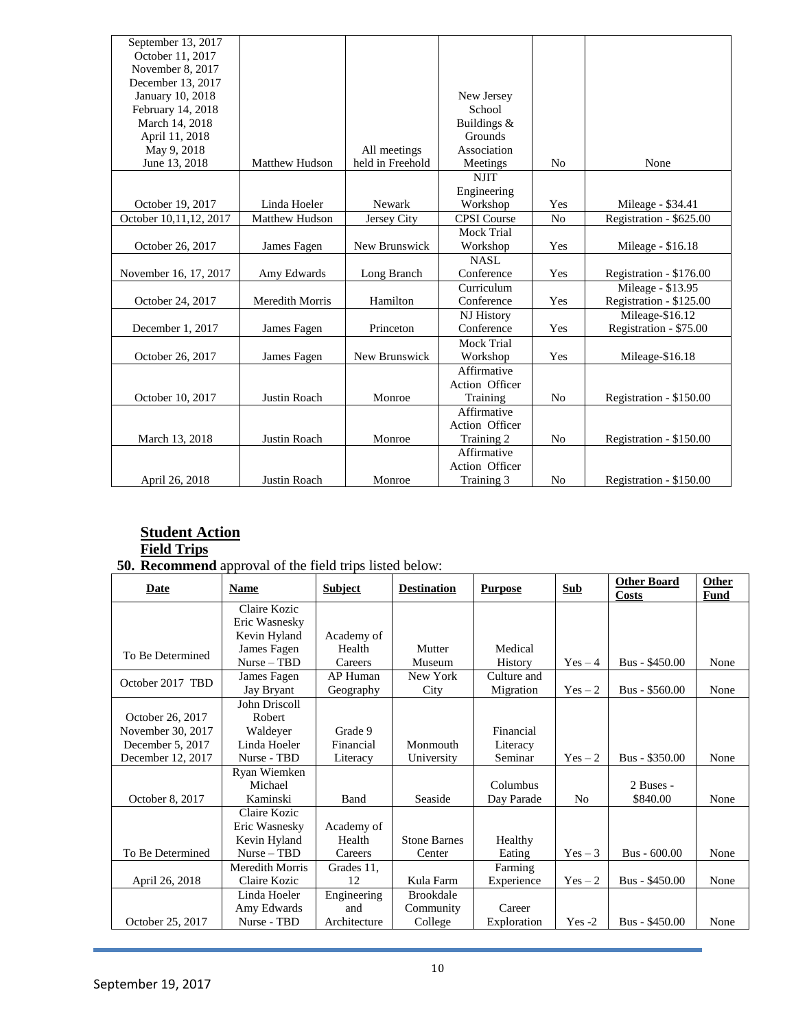| | | | | | |
|---|---|---|---|---|---|
| September 13, 2017 October 11, 2017 November 8, 2017 December 13, 2017 January 10, 2018 February 14, 2018 March 14, 2018 April 11, 2018 May 9, 2018 June 13, 2018 | Matthew Hudson | All meetings held in Freehold | New Jersey School Buildings & Grounds Association Meetings | No | None |
| October 19, 2017 | Linda Hoeler | Newark | NJIT Engineering Workshop | Yes | Mileage - $34.41 |
| October 10,11,12, 2017 | Matthew Hudson | Jersey City | CPSI Course | No | Registration - $625.00 |
| October 26, 2017 | James Fagen | New Brunswick | Mock Trial Workshop | Yes | Mileage - $16.18 |
| November 16, 17, 2017 | Amy Edwards | Long Branch | NASL Conference | Yes | Registration - $176.00 |
| October 24, 2017 | Meredith Morris | Hamilton | Curriculum Conference | Yes | Mileage - $13.95 Registration - $125.00 |
| December 1, 2017 | James Fagen | Princeton | NJ History Conference | Yes | Mileage-$16.12 Registration - $75.00 |
| October 26, 2017 | James Fagen | New Brunswick | Mock Trial Workshop | Yes | Mileage-$16.18 |
| October 10, 2017 | Justin Roach | Monroe | Affirmative Action Officer Training | No | Registration - $150.00 |
| March 13, 2018 | Justin Roach | Monroe | Affirmative Action Officer Training 2 | No | Registration - $150.00 |
| April 26, 2018 | Justin Roach | Monroe | Affirmative Action Officer Training 3 | No | Registration - $150.00 |

## Student Action

### Field Trips

**50. Recommend** approval of the field trips listed below:

| Date | Name | Subject | Destination | Purpose | Sub | Other Board Costs | Other Fund |
|---|---|---|---|---|---|---|---|
| To Be Determined | Claire Kozic Eric Wasnesky Kevin Hyland James Fagen Nurse – TBD | Academy of Health Careers | Mutter Museum | Medical History | Yes – 4 | Bus - $450.00 | None |
| October 2017 TBD | James Fagen Jay Bryant | AP Human Geography | New York City | Culture and Migration | Yes – 2 | Bus - $560.00 | None |
| October 26, 2017 November 30, 2017 December 5, 2017 December 12, 2017 | John Driscoll Robert Waldeyer Linda Hoeler Nurse - TBD | Grade 9 Financial Literacy | Monmouth University | Financial Literacy Seminar | Yes – 2 | Bus - $350.00 | None |
| October 8, 2017 | Ryan Wiemken Michael Kaminski | Band | Seaside | Columbus Day Parade | No | 2 Buses - $840.00 | None |
| To Be Determined | Claire Kozic Eric Wasnesky Kevin Hyland Nurse – TBD | Academy of Health Careers | Stone Barnes Center | Healthy Eating | Yes – 3 | Bus - 600.00 | None |
| April 26, 2018 | Meredith Morris Claire Kozic | Grades 11, 12 | Kula Farm | Farming Experience | Yes – 2 | Bus - $450.00 | None |
| October 25, 2017 | Linda Hoeler Amy Edwards Nurse - TBD | Engineering and Architecture | Brookdale Community College | Career Exploration | Yes -2 | Bus - $450.00 | None |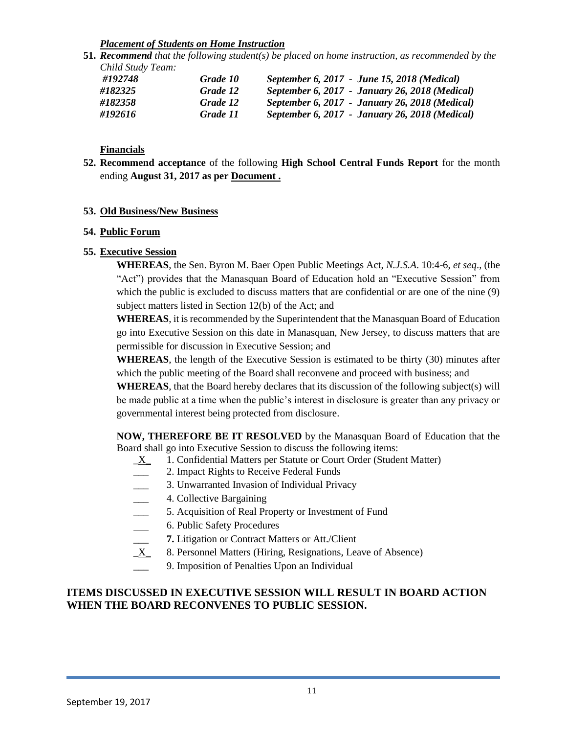***Placement of Students on Home Instruction***

**51.** ***Recommend*** *that the following student(s) be placed on home instruction, as recommended by the Child Study Team:*

| | | |
|---|---|---|
| ***#192748*** | ***Grade 10*** | ***September 6, 2017 - June 15, 2018 (Medical)*** |
| ***#182325*** | ***Grade 12*** | ***September 6, 2017 - January 26, 2018 (Medical)*** |
| ***#182358*** | ***Grade 12*** | ***September 6, 2017 - January 26, 2018 (Medical)*** |
| ***#192616*** | ***Grade 11*** | ***September 6, 2017 - January 26, 2018 (Medical)*** |

**Financials**

**52. Recommend acceptance** of the following **High School Central Funds Report** for the month ending **August 31, 2017 as per Document .**

**53. Old Business/New Business**

**54. Public Forum**

**55. Executive Session**

**WHEREAS**, the Sen. Byron M. Baer Open Public Meetings Act, *N.J.S.A*. 10:4-6, *et seq*., (the "Act") provides that the Manasquan Board of Education hold an "Executive Session" from which the public is excluded to discuss matters that are confidential or are one of the nine (9) subject matters listed in Section 12(b) of the Act; and

**WHEREAS**, it is recommended by the Superintendent that the Manasquan Board of Education go into Executive Session on this date in Manasquan, New Jersey, to discuss matters that are permissible for discussion in Executive Session; and

**WHEREAS**, the length of the Executive Session is estimated to be thirty (30) minutes after which the public meeting of the Board shall reconvene and proceed with business; and

**WHEREAS**, that the Board hereby declares that its discussion of the following subject(s) will be made public at a time when the public's interest in disclosure is greater than any privacy or governmental interest being protected from disclosure.

**NOW, THEREFORE BE IT RESOLVED** by the Manasquan Board of Education that the Board shall go into Executive Session to discuss the following items:

_X_ 1. Confidential Matters per Statute or Court Order (Student Matter)
___ 2. Impact Rights to Receive Federal Funds
___ 3. Unwarranted Invasion of Individual Privacy
___ 4. Collective Bargaining
___ 5. Acquisition of Real Property or Investment of Fund
___ 6. Public Safety Procedures
___ **7.** Litigation or Contract Matters or Att./Client
_X_ 8. Personnel Matters (Hiring, Resignations, Leave of Absence)
___ 9. Imposition of Penalties Upon an Individual

**ITEMS DISCUSSED IN EXECUTIVE SESSION WILL RESULT IN BOARD ACTION WHEN THE BOARD RECONVENES TO PUBLIC SESSION.**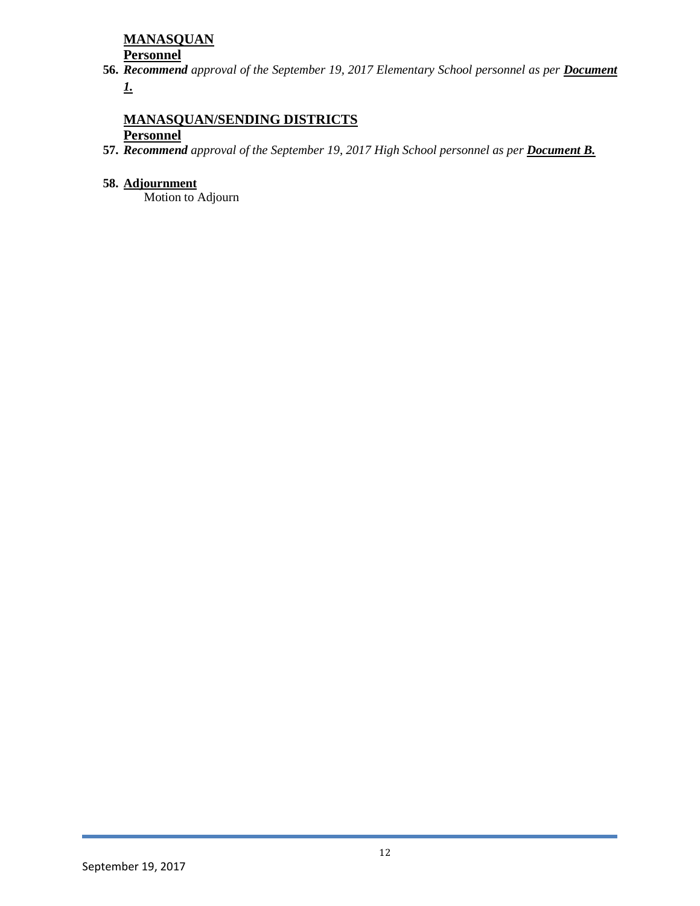**MANASQUAN**
**Personnel**

**56.** ***Recommend*** *approval of the September 19, 2017 Elementary School personnel as per* ***Document 1.***

**MANASQUAN/SENDING DISTRICTS**
**Personnel**

**57.** ***Recommend*** *approval of the September 19, 2017 High School personnel as per* ***Document B.***

**58. Adjournment**
Motion to Adjourn